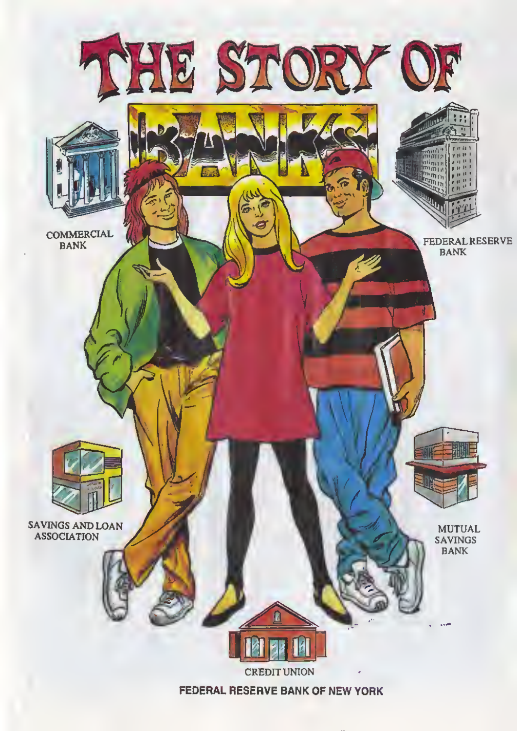# THE STORY OF BANKS

COMMERCIAL BANK

FEDERAL RESERVE BANK

SAVINGS AND LOAN ASSOCIATION

MUTUAL SAVINGS BANK

CREDIT UNION

FEDERAL RESERVE BANK OF NEW YORK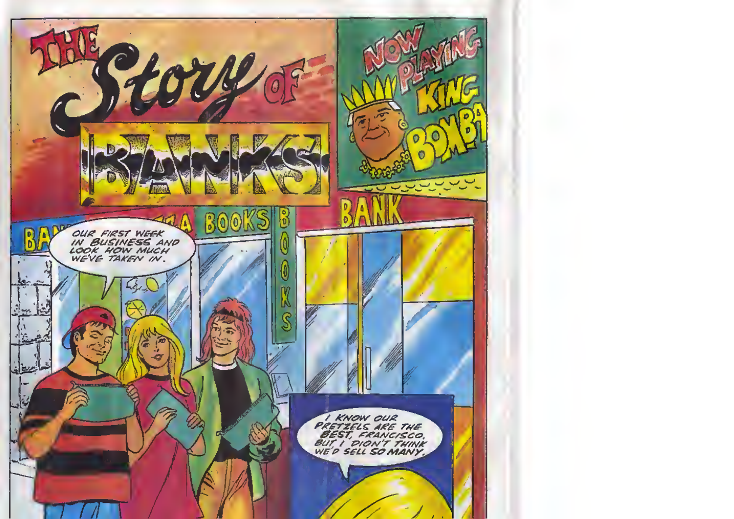# THE Story OF BANKS

NOW PLAYING KING BOMBA

BANK

BOOKS

OUR FIRST WEEK IN BUSINESS AND LOOK HOW MUCH WE'VE TAKEN IN.

I KNOW OUR PRETZELS ARE THE BEST, FRANCISCO, BUT I DIDN'T THINK WE'D SELL SO MANY.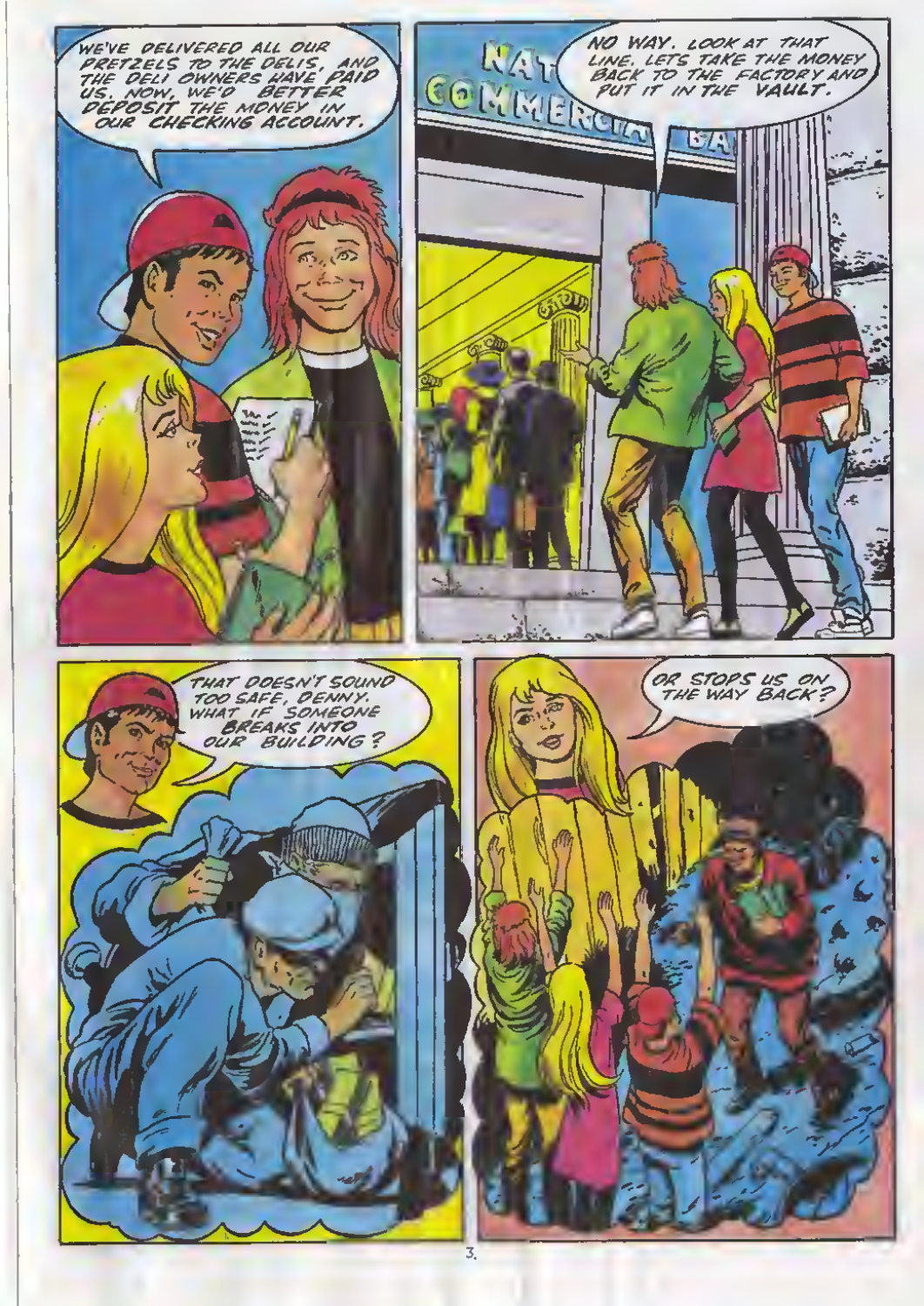WE'VE DELIVERED ALL OUR PRETZELS TO THE DELIS, AND THE DELI OWNERS HAVE PAID US. NOW, WE'D BETTER DEPOSIT THE MONEY IN OUR CHECKING ACCOUNT.

NO WAY. LOOK AT THAT LINE. LETS TAKE THE MONEY BACK TO THE FACTORY AND PUT IT IN THE VAULT.

THAT DOESN'T SOUND TOO SAFE, DENNY. WHAT IF SOMEONE BREAKS INTO OUR BUILDING?

OR STOPS US ON THE WAY BACK?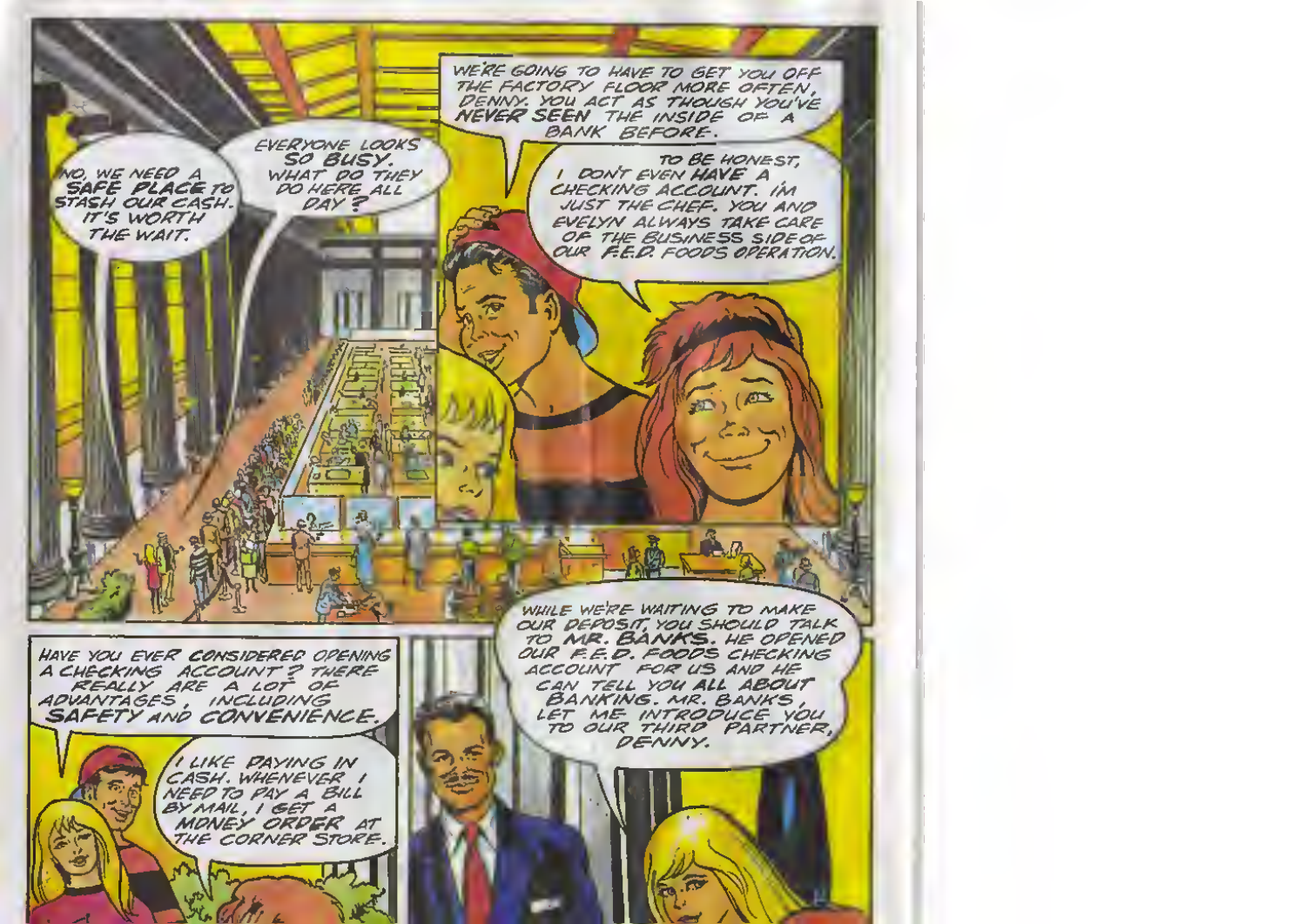NO, WE NEED A **SAFE PLACE** TO STASH OUR CASH. IT'S WORTH THE WAIT.

EVERYONE LOOKS **SO BUSY.** WHAT DO THEY DO HERE ALL DAY?

WE'RE GOING TO HAVE TO GET YOU OFF THE FACTORY FLOOR MORE OFTEN, DENNY. YOU ACT AS THOUGH YOU'VE **NEVER SEEN** THE INSIDE OF A BANK BEFORE.

TO BE HONEST, I DON'T EVEN **HAVE** A CHECKING ACCOUNT. I'M JUST THE CHEF. YOU AND EVELYN ALWAYS TAKE CARE OF THE BUSINESS SIDE OF OUR F.E.D. FOODS OPERATION.

HAVE YOU EVER **CONSIDERED** OPENING A CHECKING ACCOUNT? THERE REALLY ARE A LOT OF ADVANTAGES, INCLUDING **SAFETY** AND **CONVENIENCE.**

I LIKE PAYING IN CASH. WHENEVER I NEED TO PAY A BILL BY MAIL, I GET A **MONEY ORDER** AT THE CORNER STORE.

WHILE WE'RE WAITING TO MAKE OUR DEPOSIT, YOU SHOULD TALK TO **MR. BANKS.** HE OPENED OUR F.E.D. FOODS CHECKING ACCOUNT FOR US AND HE CAN TELL YOU **ALL ABOUT** BANKING. MR. BANKS, LET ME INTRODUCE YOU TO OUR THIRD PARTNER, DENNY.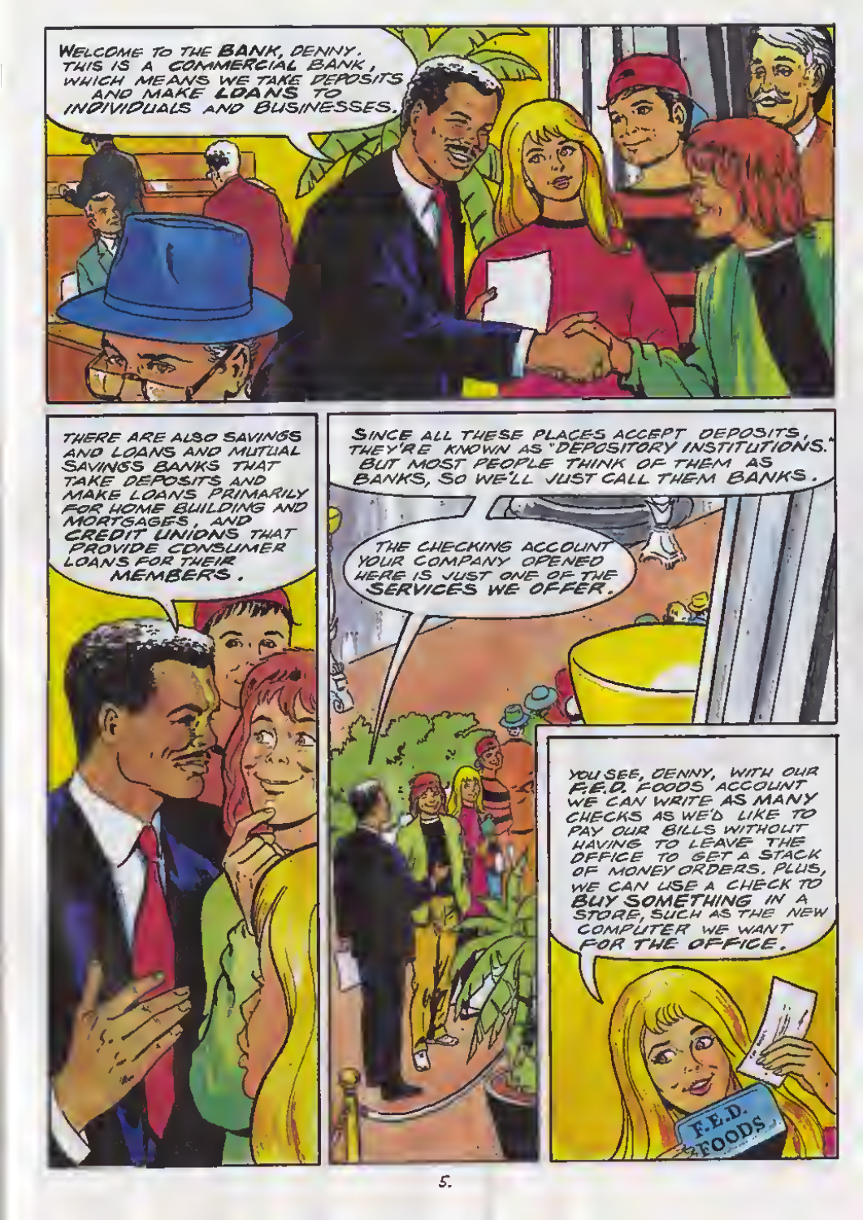WELCOME TO THE **BANK**, DENNY. THIS IS A **COMMERCIAL** BANK, WHICH MEANS WE TAKE DEPOSITS AND MAKE **LOANS** TO INDIVIDUALS AND BUSINESSES.

THERE ARE ALSO SAVINGS AND LOANS AND MUTUAL SAVINGS BANKS THAT TAKE DEPOSITS AND MAKE LOANS PRIMARILY FOR HOME BUILDING AND MORTGAGES, AND **CREDIT UNIONS** THAT PROVIDE CONSUMER LOANS FOR THEIR **MEMBERS**.

SINCE ALL THESE PLACES ACCEPT DEPOSITS, THEY'RE KNOWN AS "DEPOSITORY INSTITUTIONS." BUT MOST PEOPLE THINK OF THEM AS BANKS, SO WE'LL JUST CALL THEM BANKS.

THE CHECKING ACCOUNT YOUR COMPANY OPENED HERE IS JUST ONE OF THE **SERVICES** WE OFFER.

YOU SEE, DENNY, WITH OUR **F.E.D.** FOODS ACCOUNT WE CAN WRITE **AS MANY** CHECKS AS WE'D LIKE TO PAY OUR BILLS WITHOUT HAVING TO LEAVE THE OFFICE TO GET A STACK OF MONEY ORDERS. PLUS, WE CAN USE A CHECK TO **BUY SOMETHING** IN A STORE, SUCH AS THE NEW COMPUTER WE WANT FOR THE OFFICE.

F.E.D. FOODS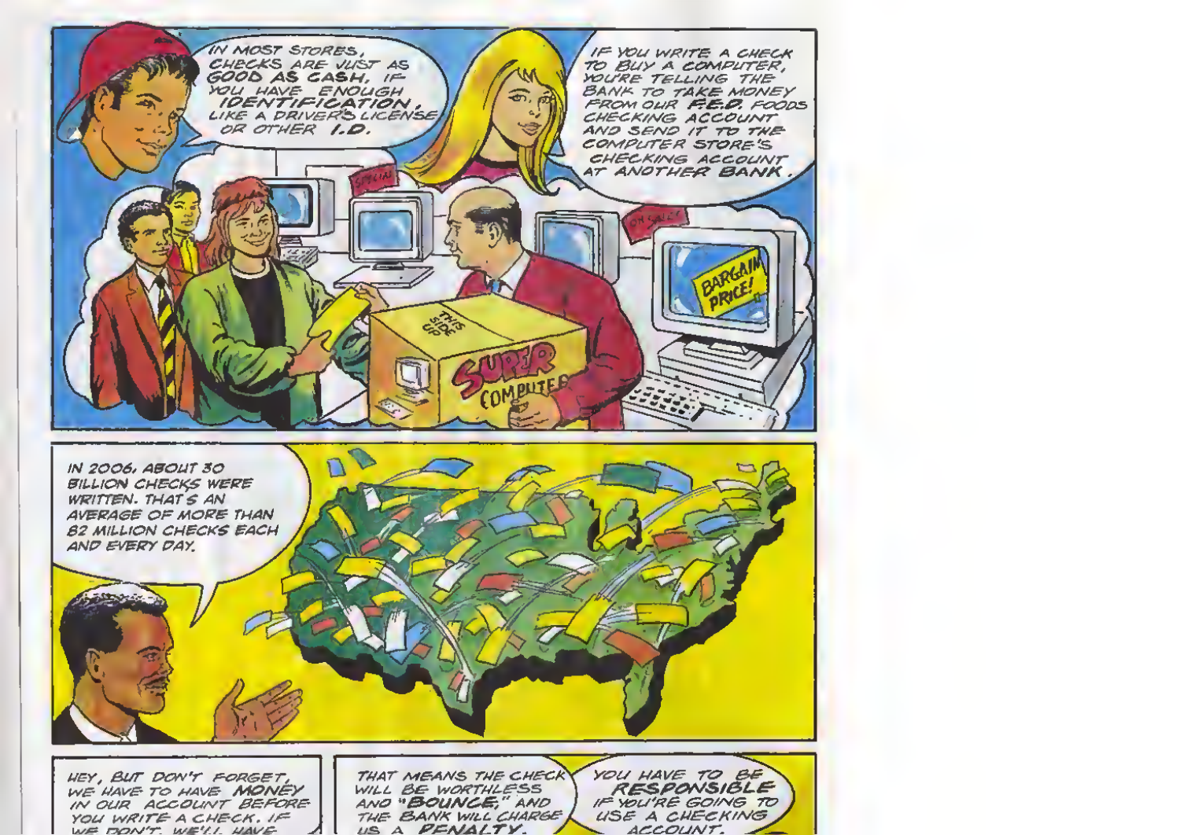IN MOST STORES, CHECKS ARE JUST AS **GOOD AS CASH**, IF YOU HAVE ENOUGH **IDENTIFICATION**, LIKE A DRIVER'S LICENSE OR OTHER **I.D.**

IF YOU WRITE A CHECK TO BUY A COMPUTER, YOU'RE TELLING THE BANK TO TAKE MONEY FROM OUR **F.E.D.** FOODS CHECKING ACCOUNT AND SEND IT TO THE COMPUTER STORE'S CHECKING ACCOUNT AT ANOTHER **BANK**.

SPECIAL

ON SALE!

BARGAIN PRICE!

THIS SIDE UP

SUPER COMPUTER

IN 2006, ABOUT 30 BILLION CHECKS WERE WRITTEN. THAT'S AN AVERAGE OF MORE THAN 82 MILLION CHECKS EACH AND EVERY DAY.

HEY, BUT DON'T FORGET, WE HAVE TO HAVE **MONEY** IN OUR ACCOUNT BEFORE YOU WRITE A CHECK. IF WE DON'T, WE'LL HAVE

THAT MEANS THE CHECK WILL BE WORTHLESS AND **"BOUNCE,"** AND THE BANK WILL CHARGE US A **PENALTY**.

YOU HAVE TO BE **RESPONSIBLE** IF YOU'RE GOING TO USE A CHECKING ACCOUNT.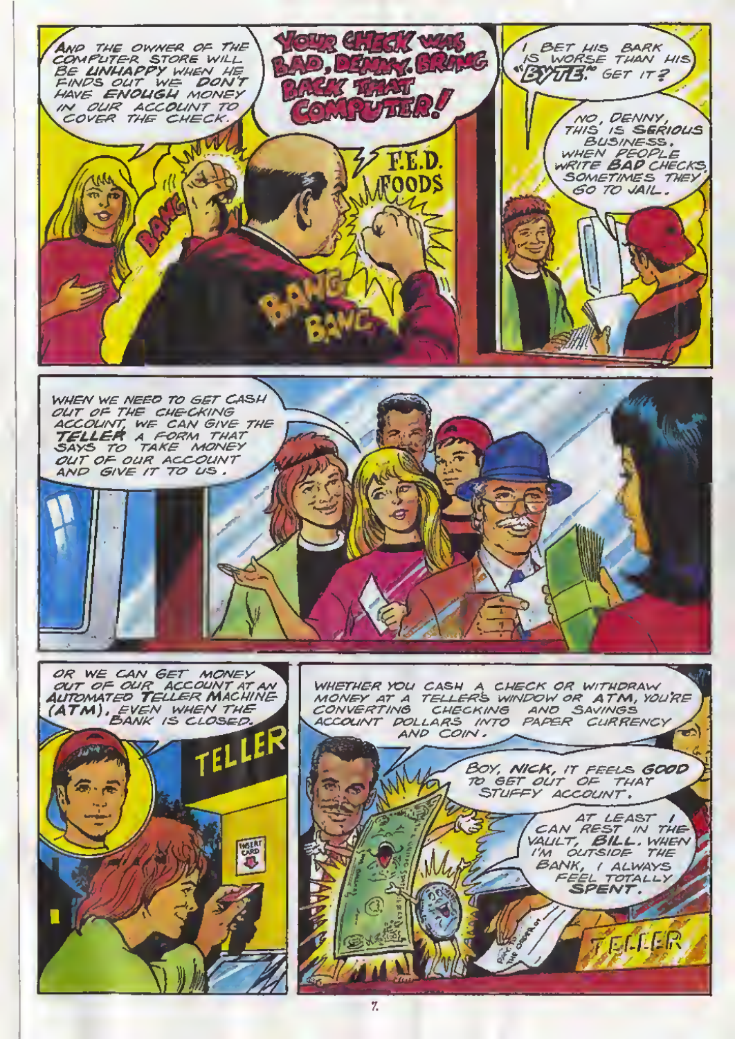AND THE OWNER OF THE COMPUTER STORE WILL BE **UNHAPPY** WHEN HE FINDS OUT WE **DON'T** HAVE **ENOUGH** MONEY IN OUR ACCOUNT TO COVER THE CHECK.

YOUR CHECK WAS BAD, DENNY. BRING BACK THAT COMPUTER!

BANG BANG BANG

F.E.D. FOODS

I BET HIS BARK IS WORSE THAN HIS "BYTE." GET IT?

NO, DENNY, THIS IS **SERIOUS** BUSINESS. WHEN PEOPLE WRITE **BAD** CHECKS, SOMETIMES THEY GO TO JAIL.

WHEN WE NEED TO GET CASH OUT OF THE CHECKING ACCOUNT, WE CAN GIVE THE **TELLER** A FORM THAT SAYS TO TAKE MONEY OUT OF OUR ACCOUNT AND GIVE IT TO US.

OR WE CAN GET MONEY OUT OF OUR ACCOUNT AT AN **AUTOMATED TELLER MACHINE (ATM)**, EVEN WHEN THE BANK IS CLOSED.

TELLER

INSERT CARD

WHETHER YOU CASH A CHECK OR WITHDRAW MONEY AT A TELLER'S WINDOW OR **ATM**, YOU'RE CONVERTING CHECKING AND SAVINGS ACCOUNT DOLLARS INTO PAPER CURRENCY AND COIN.

BOY, **NICK**, IT FEELS **GOOD** TO GET OUT OF THAT STUFFY ACCOUNT.

AT LEAST **I** CAN REST IN THE VAULT, **BILL**. WHEN I'M OUTSIDE THE BANK, I ALWAYS FEEL TOTALLY **SPENT**.

TELLER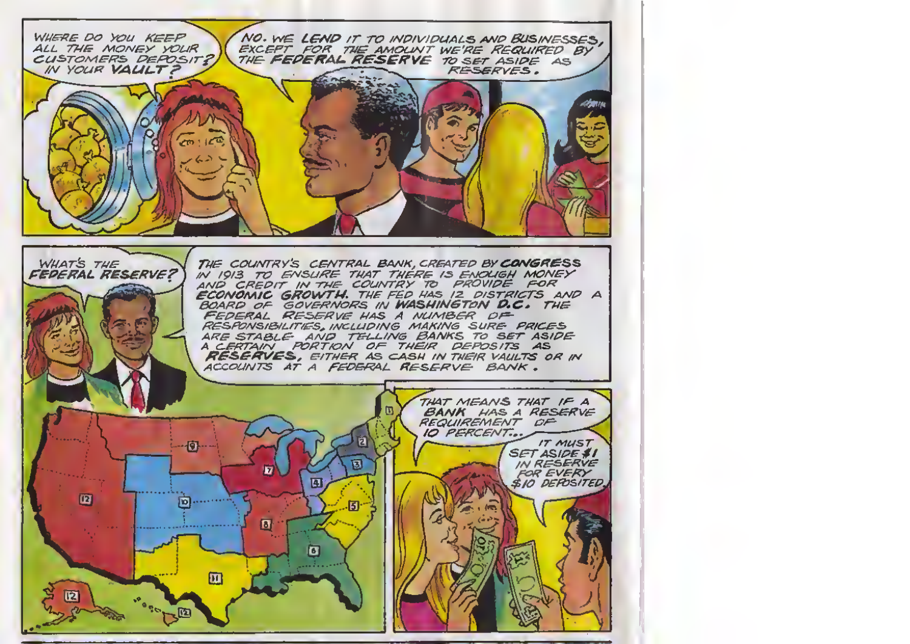WHERE DO YOU KEEP ALL THE MONEY YOUR CUSTOMERS DEPOSIT? IN YOUR **VAULT**?

NO. WE **LEND** IT TO INDIVIDUALS AND BUSINESSES, EXCEPT FOR THE AMOUNT WE'RE REQUIRED BY THE **FEDERAL RESERVE** TO SET ASIDE AS RESERVES.

WHAT'S THE **FEDERAL RESERVE**?

THE COUNTRY'S CENTRAL BANK, CREATED BY **CONGRESS** IN 1913 TO ENSURE THAT THERE IS ENOUGH MONEY AND CREDIT IN THE COUNTRY TO PROVIDE FOR **ECONOMIC GROWTH.** THE FED HAS 12 DISTRICTS AND A BOARD OF GOVERNORS IN **WASHINGTON D.C.** THE FEDERAL RESERVE HAS A NUMBER OF RESPONSIBILITIES, INCLUDING MAKING SURE PRICES ARE STABLE AND TELLING BANKS TO SET ASIDE A CERTAIN PORTION OF THEIR DEPOSITS AS **RESERVES,** EITHER AS CASH IN THEIR VAULTS OR IN ACCOUNTS AT A FEDERAL RESERVE BANK.

THAT MEANS THAT IF A **BANK** HAS A RESERVE **REQUIREMENT** OF **10 PERCENT...**

IT MUST **SET ASIDE $1** IN RESERVE FOR EVERY **$10 DEPOSITED.**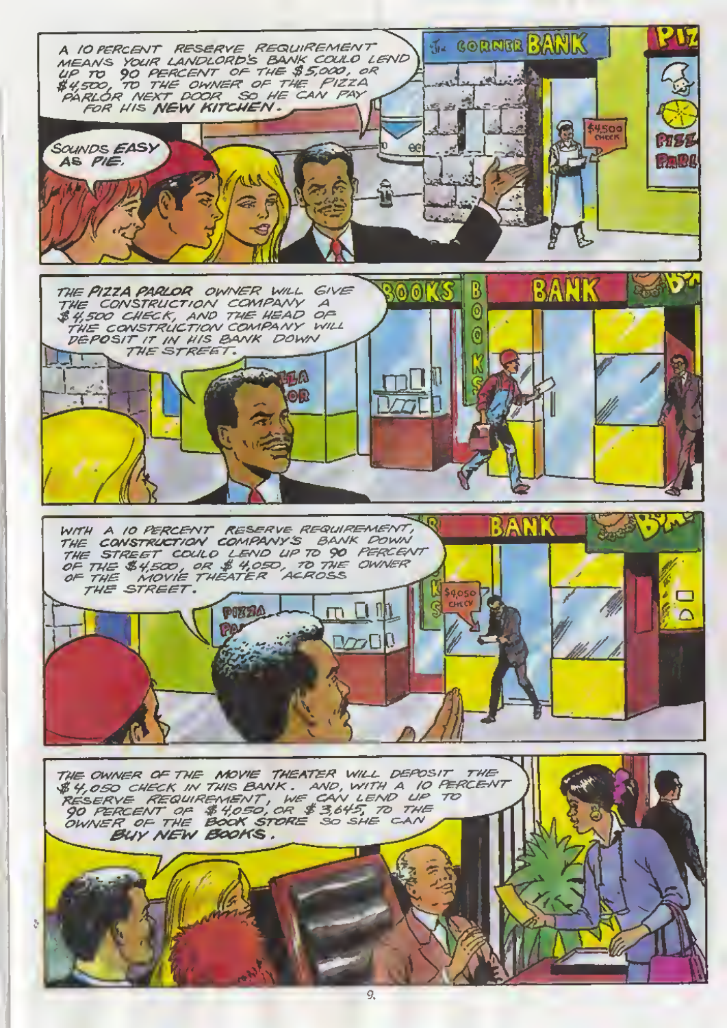A 10 PERCENT RESERVE REQUIREMENT MEANS YOUR LANDLORD'S BANK COULD LEND UP TO 90 PERCENT OF THE $5,000, OR $4,500, TO THE OWNER OF THE PIZZA PARLOR NEXT DOOR SO HE CAN PAY FOR HIS **NEW KITCHEN**.

SOUNDS **EASY** AS **PIE**.

THE **PIZZA PARLOR** OWNER WILL GIVE THE CONSTRUCTION COMPANY A $4,500 CHECK, AND THE HEAD OF THE CONSTRUCTION COMPANY WILL DEPOSIT IT IN HIS BANK DOWN THE STREET.

WITH A 10 PERCENT RESERVE REQUIREMENT, THE **CONSTRUCTION COMPANY'S** BANK DOWN THE STREET COULD LEND UP TO 90 PERCENT OF THE $4,500, OR $4,050, TO THE OWNER OF THE **MOVIE THEATER** ACROSS THE STREET.

THE OWNER OF THE **MOVIE THEATER** WILL DEPOSIT THE $4,050 CHECK IN THIS BANK. AND, WITH A 10 PERCENT RESERVE REQUIREMENT, WE CAN LEND UP TO 90 PERCENT OF $4,050, OR $3,645, TO THE OWNER OF THE **BOOK STORE** SO SHE CAN **BUY NEW BOOKS**.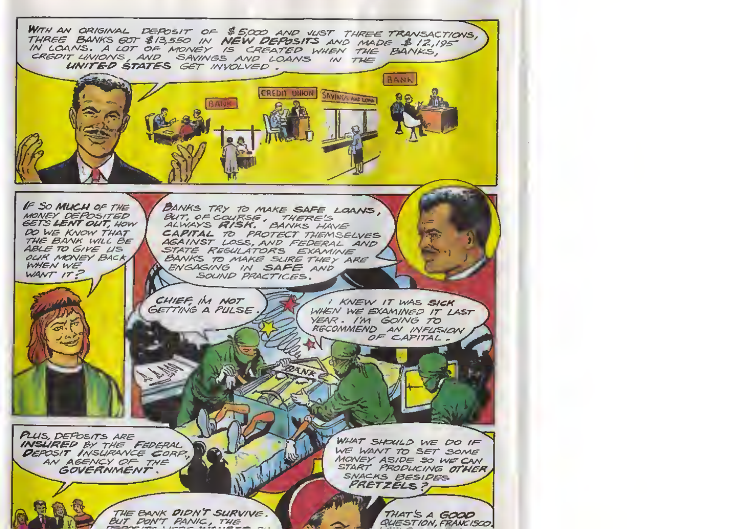WITH AN ORIGINAL DEPOSIT OF $5,000 AND JUST THREE TRANSACTIONS, THREE BANKS GOT $13,550 IN **NEW DEPOSITS** AND MADE $12,195 IN LOANS. A LOT OF MONEY IS CREATED WHEN THE BANKS, CREDIT UNIONS, AND SAVINGS AND LOANS IN THE **UNITED STATES** GET INVOLVED.

BANK

CREDIT UNION

SAVINGS AND LOAN

BANK

IF SO **MUCH** OF THE MONEY DEPOSITED GETS **LENT OUT**, HOW DO WE KNOW THAT THE BANK WILL BE ABLE TO GIVE US OUR MONEY BACK WHEN WE WANT IT?

BANKS TRY TO MAKE **SAFE LOANS**, BUT, OF COURSE, THERE'S ALWAYS **RISK**. BANKS HAVE **CAPITAL** TO PROTECT THEMSELVES AGAINST LOSS, AND FEDERAL AND STATE REGULATORS EXAMINE BANKS TO MAKE SURE THEY ARE ENGAGING IN **SAFE** AND SOUND PRACTICES.

CHIEF, I'M NOT GETTING A PULSE.

I KNEW IT WAS **SICK** WHEN WE EXAMINED IT LAST YEAR. I'M GOING TO RECOMMEND AN INFUSION OF CAPITAL.

BANK

PLUS, DEPOSITS ARE **INSURED** BY THE **FEDERAL DEPOSIT INSURANCE CORP.**, AN AGENCY OF THE **GOVERNMENT**.

WHAT SHOULD WE DO IF WE WANT TO SET SOME MONEY ASIDE SO WE CAN START PRODUCING **OTHER** SNACKS BESIDES **PRETZELS**?

THE BANK **DIDN'T SURVIVE**. BUT DON'T PANIC, THE DEPOSITS WERE INSURED BY...

THAT'S A **GOOD** QUESTION, FRANCISCO.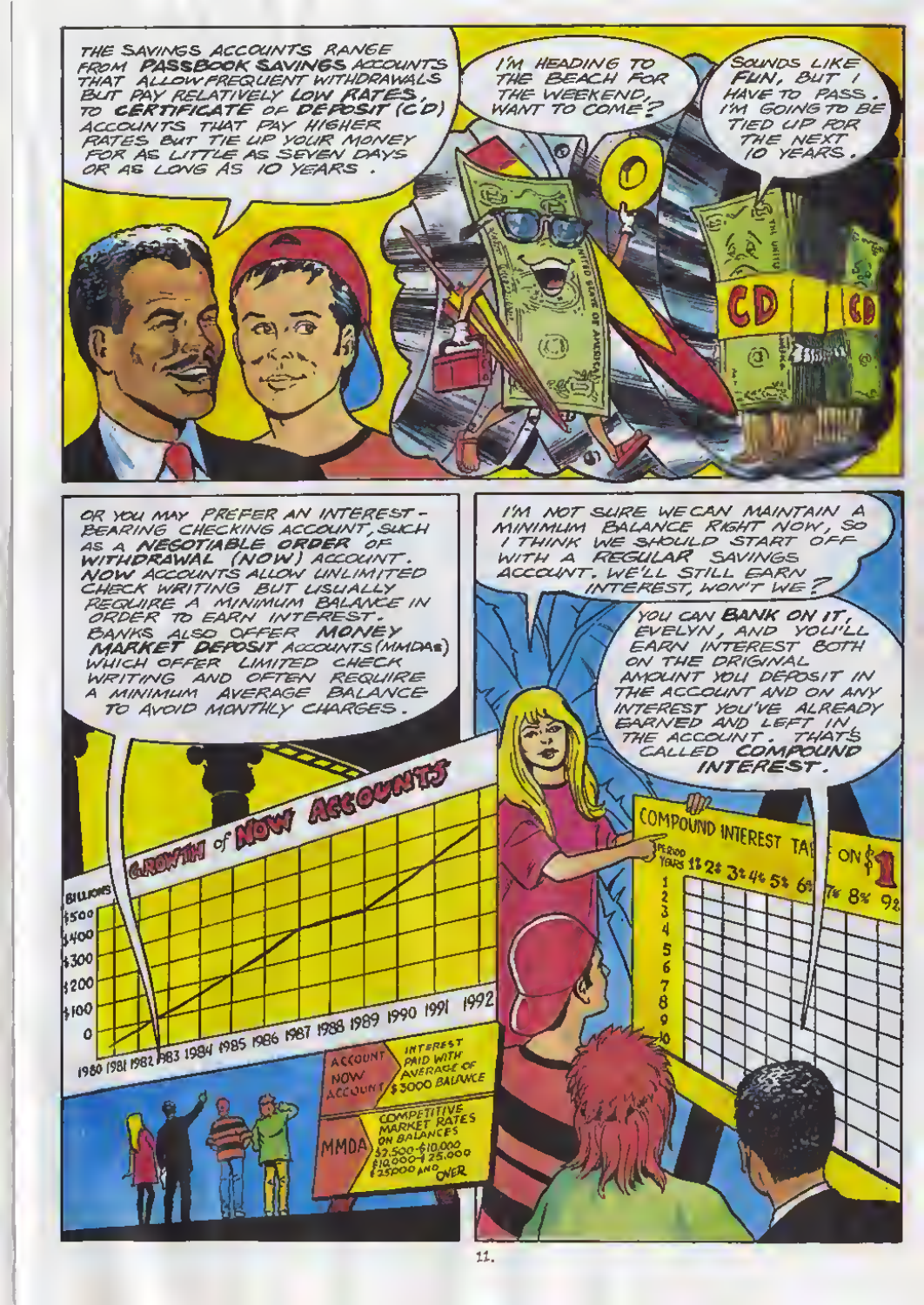THE SAVINGS ACCOUNTS RANGE FROM **PASSBOOK SAVINGS** ACCOUNTS THAT ALLOW FREQUENT WITHDRAWALS BUT PAY RELATIVELY **LOW RATES**, TO **CERTIFICATE OF DEPOSIT (CD)** ACCOUNTS THAT PAY HIGHER RATES BUT TIE UP YOUR MONEY FOR AS LITTLE AS SEVEN DAYS OR AS LONG AS 10 YEARS.

I'M HEADING TO THE BEACH FOR THE WEEKEND, WANT TO COME?

SOUNDS LIKE **FUN**, BUT I HAVE TO PASS. I'M GOING TO BE TIED UP FOR THE NEXT 10 YEARS.

OR YOU MAY PREFER AN INTEREST-BEARING CHECKING ACCOUNT, SUCH AS A **NEGOTIABLE ORDER OF WITHDRAWAL (NOW)** ACCOUNT. **NOW** ACCOUNTS ALLOW UNLIMITED CHECK WRITING BUT USUALLY REQUIRE A MINIMUM BALANCE IN ORDER TO EARN INTEREST. BANKS ALSO OFFER **MONEY MARKET DEPOSIT** ACCOUNTS (MMDAs) WHICH OFFER LIMITED CHECK WRITING AND OFTEN REQUIRE A MINIMUM AVERAGE BALANCE TO AVOID MONTHLY CHARGES.

GROWTH OF NOW ACCOUNTS

BILLIONS: $500, $400, $300, $200, $100, 0

1980 1981 1982 1983 1984 1985 1986 1987 1988 1989 1990 1991 1992

| ACCOUNT | |
|---|---|
| NOW ACCOUNT | INTEREST PAID WITH AVERAGE OF $3000 BALANCE |
| MMDA | COMPETITIVE MARKET RATES ON BALANCES $2,500-$10,000 $10,000-$25,000 $25000 AND OVER |

I'M NOT SURE WE CAN MAINTAIN A MINIMUM BALANCE RIGHT NOW, SO I THINK WE SHOULD START OFF WITH A **REGULAR** SAVINGS ACCOUNT. WE'LL STILL EARN INTEREST, WON'T WE?

YOU CAN **BANK ON IT**, EVELYN, AND YOU'LL EARN INTEREST BOTH ON THE ORIGINAL AMOUNT YOU DEPOSIT IN THE ACCOUNT AND ON ANY INTEREST YOU'VE ALREADY EARNED AND LEFT IN THE ACCOUNT. THAT'S CALLED **COMPOUND INTEREST**.

COMPOUND INTEREST TABLE ON $1

PERIOD YEARS 1% 2% 3% 4% 5% 6% 7% 8% 9%

1 2 3 4 5 6 7 8 9 10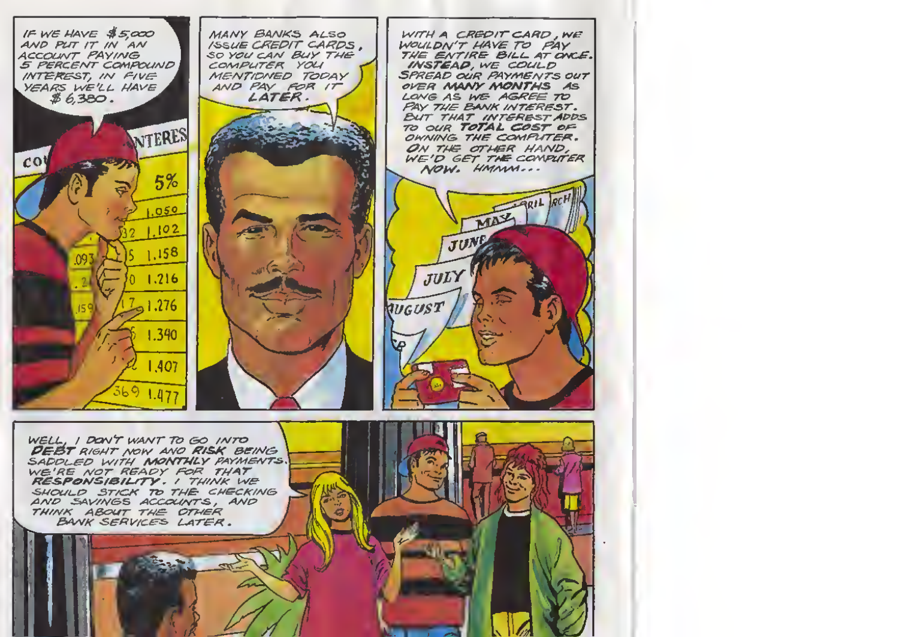IF WE HAVE $5,000 AND PUT IT IN AN ACCOUNT PAYING 5 PERCENT COMPOUND INTEREST, IN FIVE YEARS WE'LL HAVE $6,380.

MANY BANKS ALSO ISSUE CREDIT CARDS, SO YOU CAN BUY THE COMPUTER YOU MENTIONED TODAY AND PAY FOR IT **LATER**.

WITH A CREDIT CARD, WE WOULDN'T HAVE TO PAY THE ENTIRE BILL AT ONCE. **INSTEAD**, WE COULD SPREAD OUR PAYMENTS OUT OVER **MANY MONTHS** AS LONG AS WE AGREE TO PAY THE BANK INTEREST. BUT THAT INTEREST ADDS TO OUR **TOTAL COST** OF OWNING THE COMPUTER. **ON THE OTHER HAND**, WE'D GET THE COMPUTER **NOW**. HMMM...

WELL, I DON'T WANT TO GO INTO **DEBT** RIGHT NOW AND **RISK** BEING SADDLED WITH **MONTHLY** PAYMENTS. WE'RE NOT READY FOR THAT **RESPONSIBILITY**. I THINK WE SHOULD STICK TO THE CHECKING AND SAVINGS ACCOUNTS, AND THINK ABOUT THE OTHER BANK SERVICES LATER.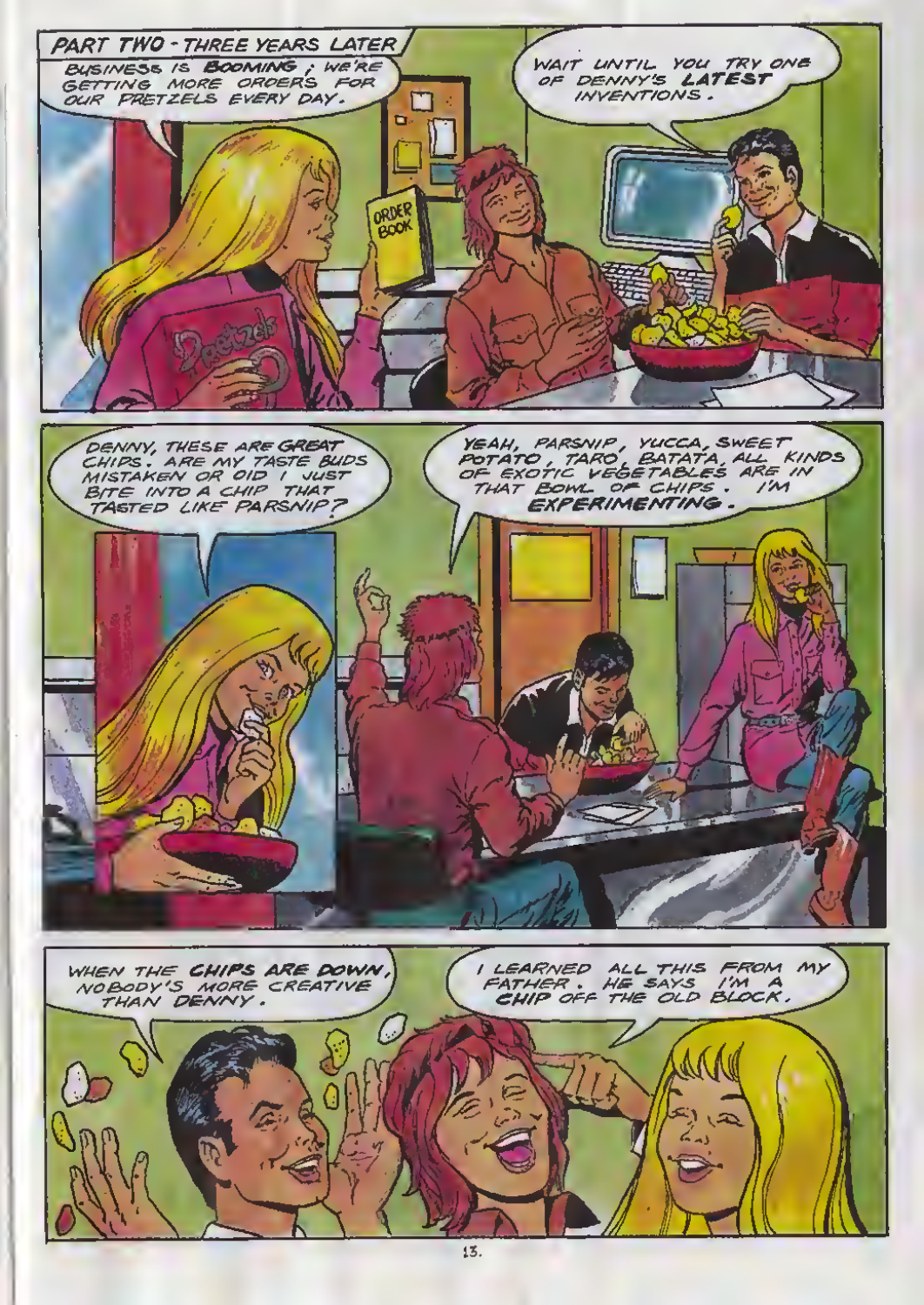PART TWO - THREE YEARS LATER

BUSINESS IS **BOOMING**; WE'RE GETTING MORE ORDERS FOR OUR PRETZELS EVERY DAY.

ORDER BOOK

WAIT UNTIL YOU TRY ONE OF DENNY'S **LATEST** INVENTIONS.

DENNY, THESE ARE **GREAT** CHIPS. ARE MY TASTE BUDS MISTAKEN OR DID I JUST BITE INTO A CHIP THAT TASTED LIKE PARSNIP?

YEAH, PARSNIP, YUCCA, SWEET POTATO, TARO, BATATA, ALL KINDS OF EXOTIC VEGETABLES ARE IN THAT BOWL OF CHIPS. I'M **EXPERIMENTING**.

WHEN THE **CHIPS ARE DOWN**, NOBODY'S MORE CREATIVE THAN DENNY.

I LEARNED ALL THIS FROM MY FATHER. HE SAYS I'M A **CHIP** OFF THE OLD BLOCK.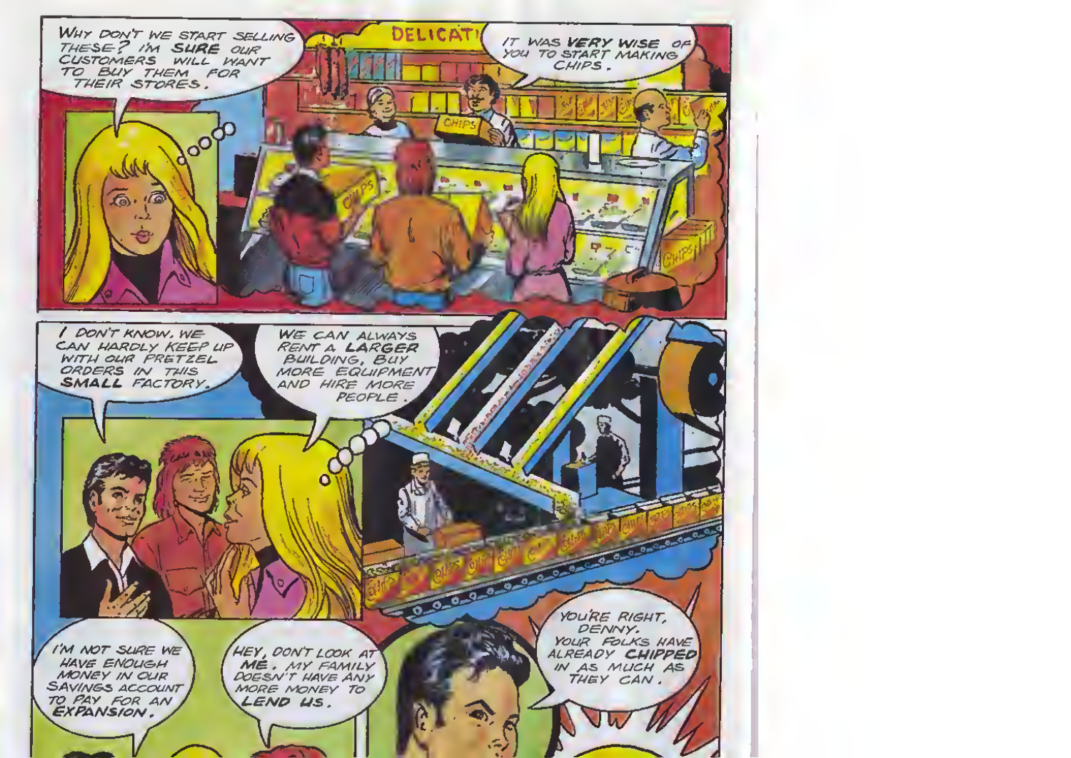WHY DON'T WE START SELLING THESE? I'M **SURE** OUR CUSTOMERS WILL WANT TO BUY THEM FOR THEIR STORES.

DELICAT

IT WAS **VERY WISE** OF YOU TO START MAKING CHIPS.

I DON'T KNOW. WE CAN HARDLY KEEP UP WITH OUR PRETZEL ORDERS IN THIS **SMALL** FACTORY.

WE CAN ALWAYS RENT A **LARGER** BUILDING, BUY MORE EQUIPMENT AND HIRE MORE PEOPLE.

I'M NOT SURE WE HAVE ENOUGH MONEY IN OUR SAVINGS ACCOUNT TO PAY FOR AN **EXPANSION.**

HEY, DON'T LOOK AT **ME.** MY FAMILY DOESN'T HAVE ANY MORE MONEY TO **LEND US.**

YOU'RE RIGHT, DENNY. YOUR FOLKS HAVE ALREADY **CHIPPED** IN AS MUCH AS THEY CAN.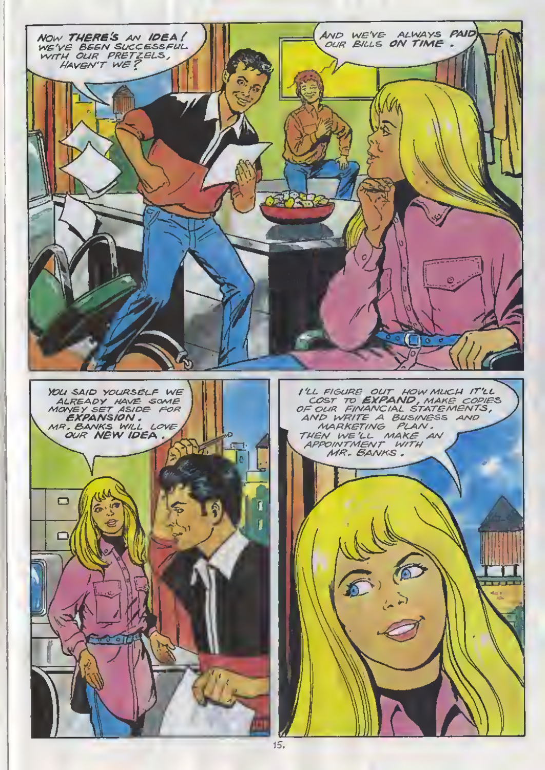NOW **THERE'S** AN **IDEA**! WE'VE BEEN SUCCESSFUL WITH OUR PRETZELS, HAVEN'T WE?

AND WE'VE ALWAYS **PAID** OUR BILLS **ON TIME**.

YOU SAID YOURSELF WE ALREADY HAVE SOME MONEY SET ASIDE FOR **EXPANSION**. MR. BANKS WILL LOVE OUR **NEW IDEA**.

I'LL FIGURE OUT HOW MUCH IT'LL COST TO **EXPAND**, MAKE COPIES OF OUR FINANCIAL STATEMENTS, AND WRITE A BUSINESS AND MARKETING PLAN. THEN WE'LL MAKE AN APPOINTMENT WITH MR. BANKS.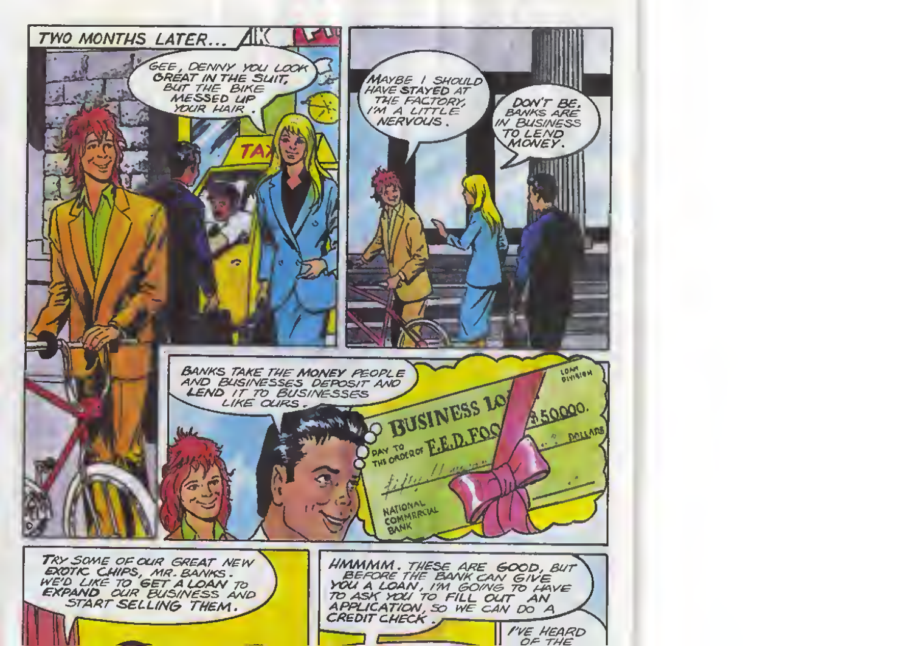TWO MONTHS LATER...

GEE, DENNY YOU LOOK GREAT IN THE SUIT, BUT THE BIKE MESSED UP YOUR HAIR.

MAYBE I SHOULD HAVE STAYED AT THE FACTORY, I'M A LITTLE NERVOUS.

DON'T BE. BANKS ARE IN BUSINESS TO LEND MONEY.

BANKS TAKE THE MONEY PEOPLE AND BUSINESSES DEPOSIT AND LEND IT TO BUSINESSES LIKE OURS.

BUSINESS LOAN

LOAN DIVISION

PAY TO THE ORDER OF F.E.D. FOO...

$50000.

DOLLARS

NATIONAL COMMERCIAL BANK

TRY SOME OF OUR GREAT NEW EXOTIC CHIPS, MR. BANKS. WE'D LIKE TO GET A LOAN TO EXPAND OUR BUSINESS AND START SELLING THEM.

HMMMM. THESE ARE GOOD, BUT BEFORE THE BANK CAN GIVE YOU A LOAN, I'M GOING TO HAVE TO ASK YOU TO FILL OUT AN APPLICATION, SO WE CAN DO A CREDIT CHECK.

I'VE HEARD OF THE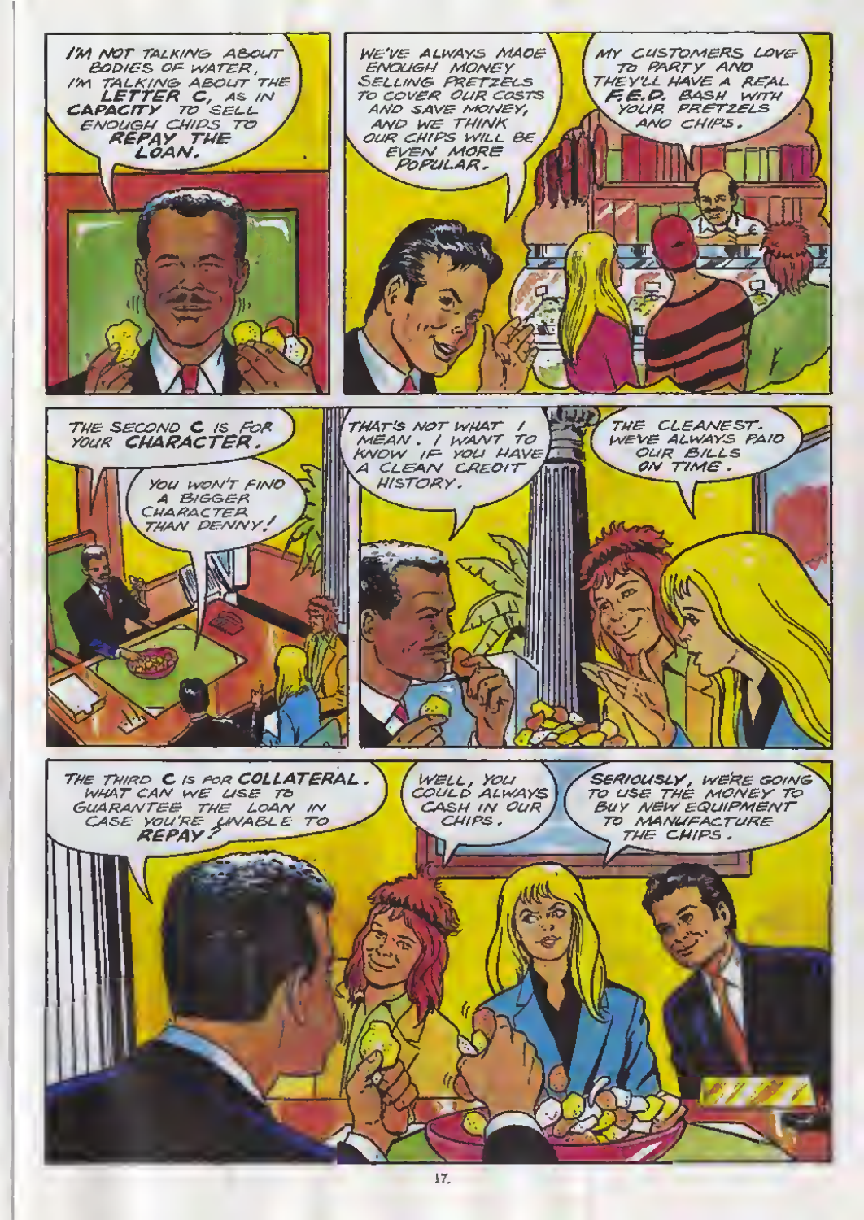I'M NOT TALKING ABOUT BODIES OF WATER, I'M TALKING ABOUT THE **LETTER C**, AS IN **CAPACITY** TO SELL ENOUGH CHIPS TO **REPAY THE LOAN.**

WE'VE ALWAYS MADE ENOUGH MONEY SELLING PRETZELS TO COVER OUR COSTS AND SAVE MONEY, AND WE THINK OUR CHIPS WILL BE EVEN MORE POPULAR.

MY CUSTOMERS LOVE TO PARTY AND THEY'LL HAVE A REAL F.E.D. BASH WITH YOUR PRETZELS AND CHIPS.

THE SECOND **C** IS FOR YOUR **CHARACTER.**

YOU WON'T FIND A BIGGER CHARACTER THAN DENNY!

THAT'S NOT WHAT I MEAN. I WANT TO KNOW IF YOU HAVE A CLEAN CREDIT HISTORY.

THE CLEANEST. WE'VE ALWAYS PAID OUR BILLS ON TIME.

THE THIRD **C** IS FOR **COLLATERAL.** WHAT CAN WE USE TO GUARANTEE THE LOAN IN CASE YOU'RE UNABLE TO **REPAY?**

WELL, YOU COULD ALWAYS CASH IN OUR CHIPS.

**SERIOUSLY**, WE'RE GOING TO USE THE MONEY TO BUY NEW EQUIPMENT TO MANUFACTURE THE CHIPS.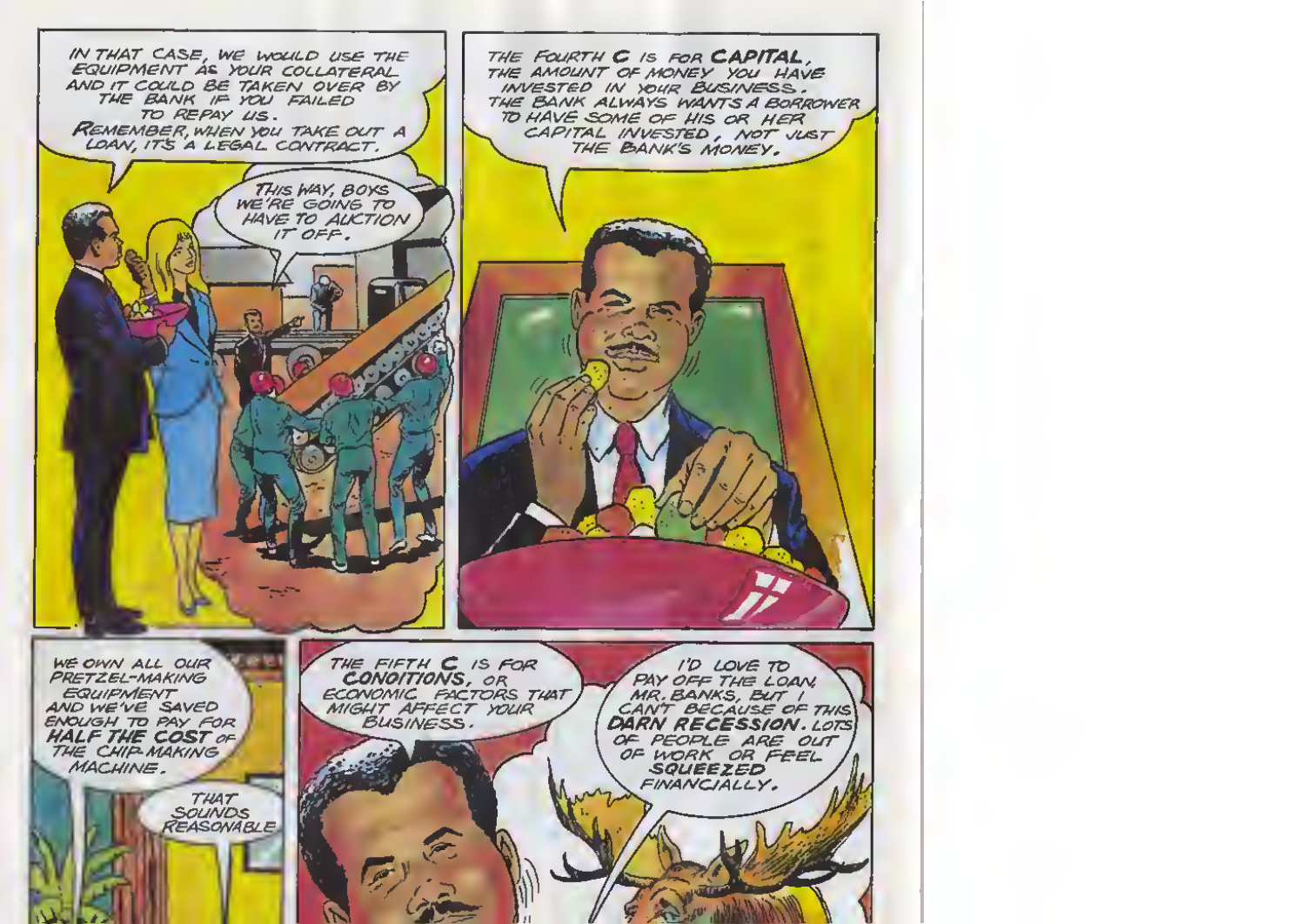IN THAT CASE, WE WOULD USE THE EQUIPMENT AS YOUR COLLATERAL AND IT COULD BE TAKEN OVER BY THE BANK IF YOU FAILED TO REPAY US. REMEMBER, WHEN YOU TAKE OUT A LOAN, IT'S A LEGAL CONTRACT.

THIS WAY, BOYS WE'RE GOING TO HAVE TO AUCTION IT OFF.

THE FOURTH C IS FOR **CAPITAL**, THE AMOUNT OF MONEY YOU HAVE INVESTED IN YOUR BUSINESS. THE BANK ALWAYS WANTS A BORROWER TO HAVE SOME OF HIS OR HER CAPITAL INVESTED, NOT JUST THE BANK'S MONEY.

WE OWN ALL OUR PRETZEL-MAKING EQUIPMENT AND WE'VE SAVED ENOUGH TO PAY FOR **HALF THE COST** OF THE CHIP-MAKING MACHINE.

THAT SOUNDS REASONABLE.

THE FIFTH C IS FOR **CONDITIONS**, OR ECONOMIC FACTORS THAT MIGHT AFFECT YOUR BUSINESS.

I'D LOVE TO PAY OFF THE LOAN, MR. BANKS, BUT I CAN'T BECAUSE OF THIS **DARN RECESSION**. LOTS OF PEOPLE ARE OUT OF WORK OR FEEL **SQUEEZED** FINANCIALLY.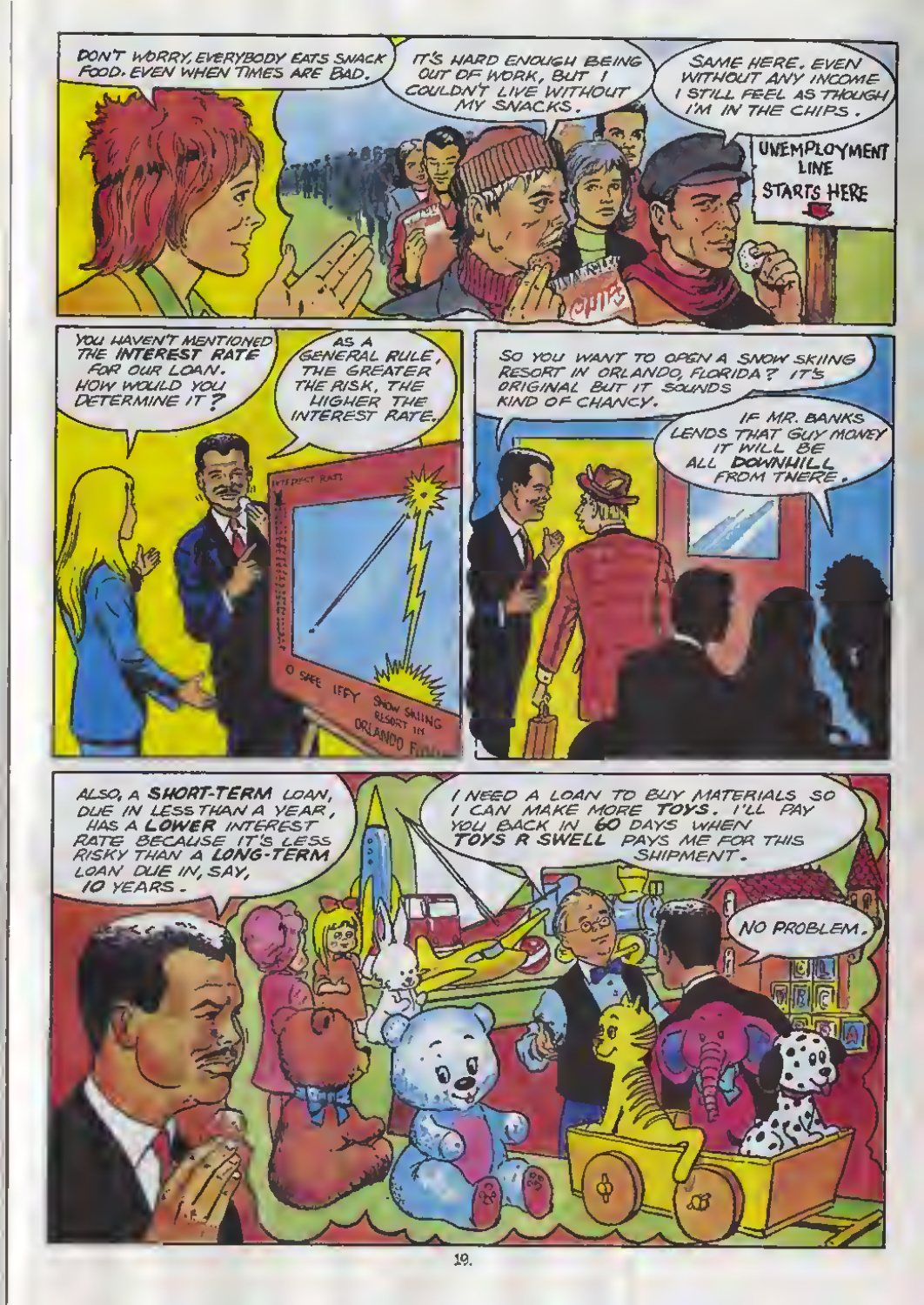DON'T WORRY, EVERYBODY EATS SNACK FOOD, EVEN WHEN TIMES ARE BAD.

IT'S HARD ENOUGH BEING OUT OF WORK, BUT I COULDN'T LIVE WITHOUT MY SNACKS.

SAME HERE. EVEN WITHOUT ANY INCOME I STILL FEEL AS THOUGH I'M IN THE CHIPS.

UNEMPLOYMENT LINE STARTS HERE

YOU HAVEN'T MENTIONED THE **INTEREST RATE** FOR OUR LOAN. HOW WOULD YOU DETERMINE IT?

AS A GENERAL RULE, THE GREATER THE RISK, THE HIGHER THE INTEREST RATE.

INTEREST RATE

SAFE IFFY SNOW SKIING RESORT IN ORLANDO FLA.

SO YOU WANT TO OPEN A SNOW SKIING RESORT IN ORLANDO, FLORIDA? IT'S ORIGINAL BUT IT SOUNDS KIND OF CHANCY.

IF MR. BANKS LENDS THAT GUY MONEY IT WILL BE ALL **DOWNHILL** FROM THERE.

ALSO, A **SHORT-TERM** LOAN, DUE IN LESS THAN A YEAR, HAS A **LOWER** INTEREST RATE BECAUSE IT'S LESS RISKY THAN A **LONG-TERM** LOAN DUE IN, SAY, **10** YEARS.

I NEED A LOAN TO BUY MATERIALS SO I CAN MAKE MORE **TOYS**. I'LL PAY YOU BACK IN **60** DAYS WHEN **TOYS R SWELL** PAYS ME FOR THIS SHIPMENT.

NO PROBLEM.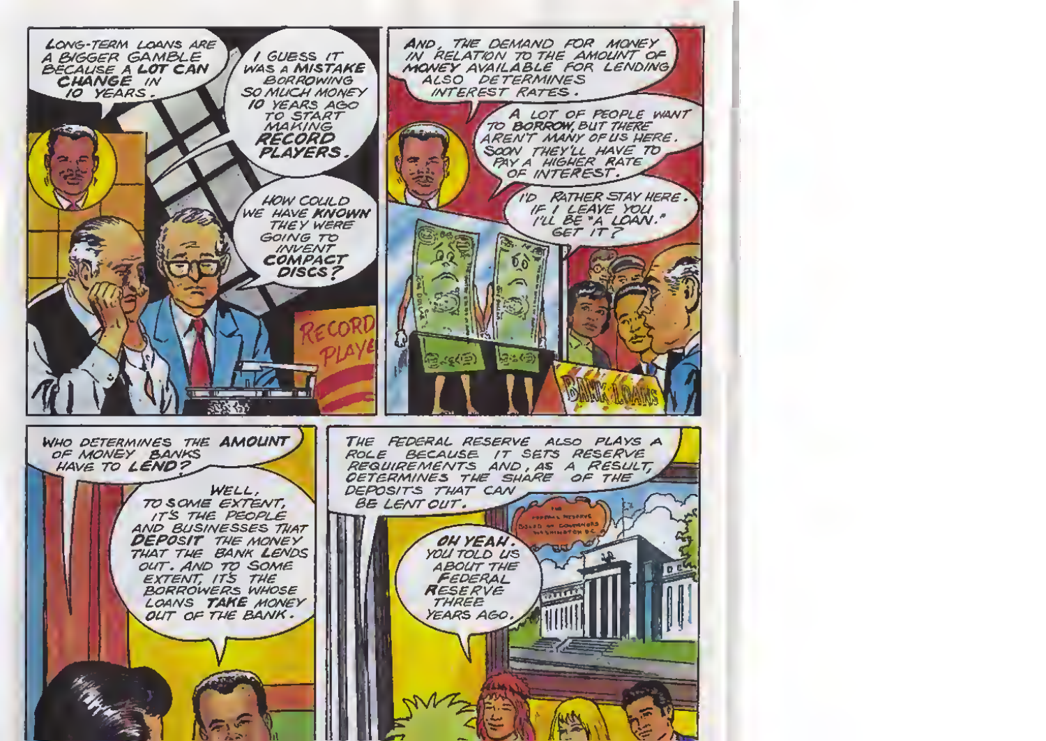LONG-TERM LOANS ARE A BIGGER GAMBLE BECAUSE A **LOT CAN CHANGE** IN 10 YEARS.

I GUESS IT WAS A **MISTAKE** BORROWING SO MUCH MONEY 10 YEARS AGO TO START MAKING **RECORD PLAYERS**.

HOW COULD WE HAVE **KNOWN** THEY WERE GOING TO INVENT **COMPACT DISCS**?

RECORD PLAYE

AND, THE DEMAND FOR MONEY IN RELATION TO THE AMOUNT OF MONEY AVAILABLE FOR LENDING ALSO DETERMINES INTEREST RATES.

A LOT OF PEOPLE WANT TO **BORROW**, BUT THERE AREN'T MANY OF US HERE. SOON THEY'LL HAVE TO PAY A HIGHER RATE OF INTEREST.

I'D RATHER STAY HERE. IF I LEAVE YOU I'LL BE "A LOAN." GET IT?

BANK LOANS

WHO DETERMINES THE **AMOUNT** OF MONEY BANKS HAVE TO **LEND**?

WELL, TO SOME EXTENT, IT'S THE PEOPLE AND BUSINESSES THAT **DEPOSIT** THE MONEY THAT THE BANK **LENDS** OUT. AND TO SOME EXTENT, IT'S THE BORROWERS WHOSE LOANS **TAKE** MONEY OUT OF THE BANK.

THE FEDERAL RESERVE ALSO PLAYS A ROLE BECAUSE IT SETS RESERVE REQUIREMENTS AND, AS A RESULT, DETERMINES THE SHARE OF THE DEPOSITS THAT CAN BE LENT OUT.

THE FEDERAL RESERVE BOARD OF GOVERNORS WASHINGTON DC

OH YEAH. YOU TOLD US ABOUT THE FEDERAL RESERVE THREE YEARS AGO.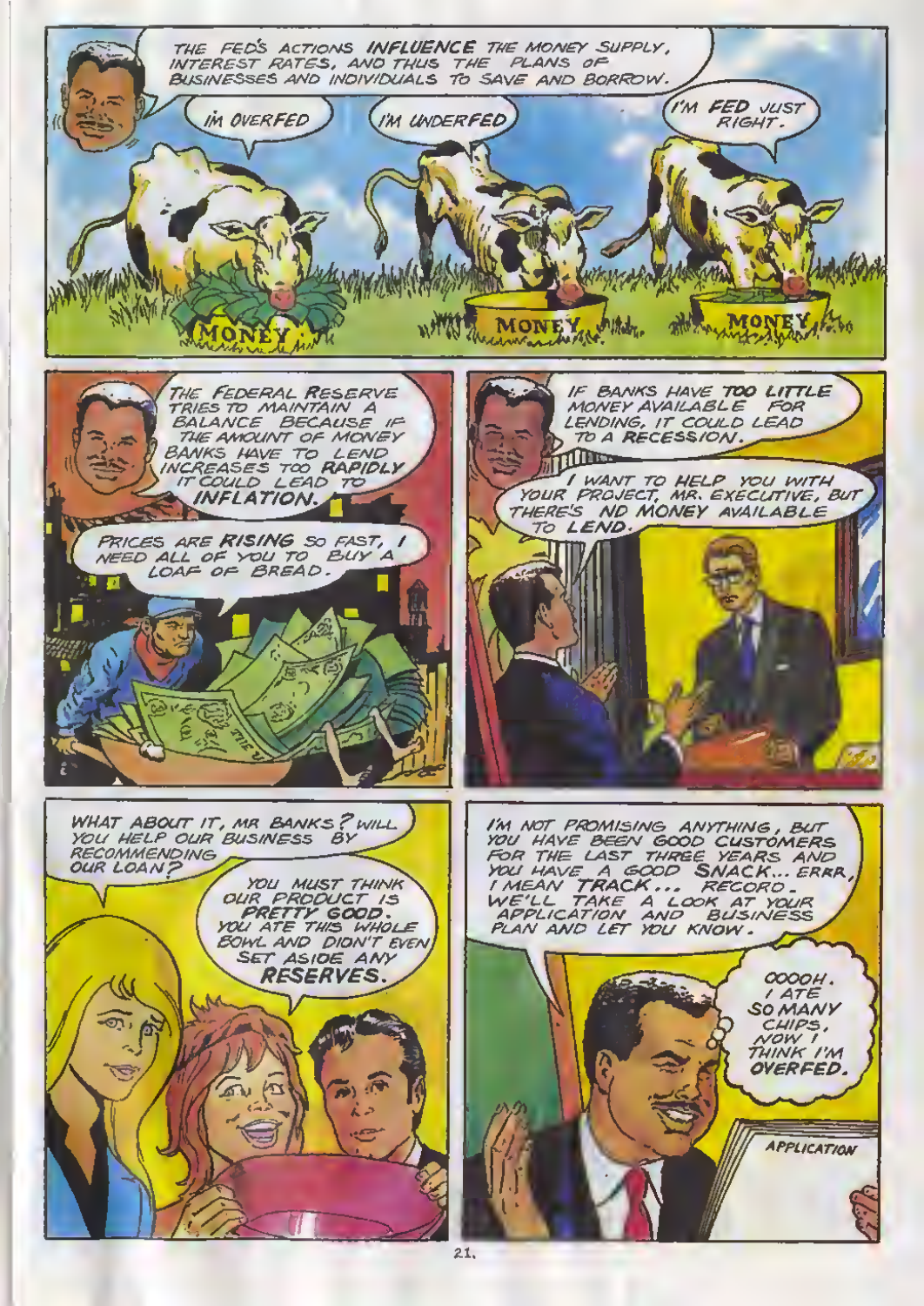THE FED'S ACTIONS **INFLUENCE** THE MONEY SUPPLY, INTEREST RATES, AND THUS THE PLANS OF BUSINESSES AND INDIVIDUALS TO SAVE AND BORROW.

I'M OVERFED

I'M UNDERFED

I'M **FED** JUST RIGHT.

MONEY

MONEY

MONEY

THE FEDERAL RESERVE TRIES TO MAINTAIN A BALANCE BECAUSE IF THE AMOUNT OF MONEY BANKS HAVE TO LEND INCREASES TOO **RAPIDLY** IT COULD LEAD TO **INFLATION.**

PRICES ARE **RISING** SO FAST, I NEED ALL OF YOU TO BUY A LOAF OF BREAD.

IF BANKS HAVE **TOO LITTLE** MONEY AVAILABLE FOR LENDING, IT COULD LEAD TO A **RECESSION.**

I WANT TO HELP YOU WITH YOUR PROJECT, MR. EXECUTIVE, BUT THERE'S **NO MONEY** AVAILABLE TO **LEND.**

WHAT ABOUT IT, MR BANKS? WILL YOU HELP OUR BUSINESS BY RECOMMENDING OUR LOAN?

YOU MUST THINK OUR PRODUCT IS **PRETTY GOOD.** YOU ATE THIS WHOLE BOWL AND DIDN'T EVEN SET ASIDE ANY **RESERVES.**

I'M NOT PROMISING ANYTHING, BUT YOU HAVE BEEN GOOD CUSTOMERS FOR THE LAST THREE YEARS AND YOU HAVE A GOOD **SNACK**... ERRR, I MEAN **TRACK**... RECORD. WE'LL TAKE A LOOK AT YOUR APPLICATION AND BUSINESS PLAN AND LET YOU KNOW.

OOOOH. I ATE SO MANY CHIPS, NOW I THINK I'M **OVERFED.**

APPLICATION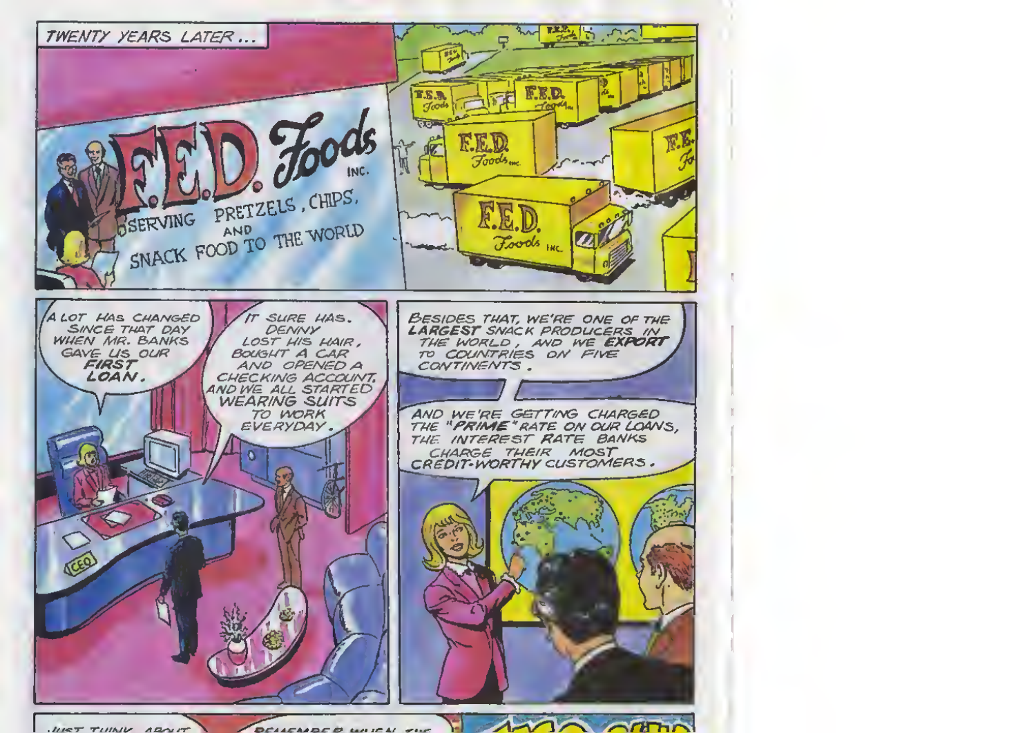TWENTY YEARS LATER...

F.E.D. Foods INC.

SERVING PRETZELS, CHIPS, AND SNACK FOOD TO THE WORLD

A LOT HAS CHANGED SINCE THAT DAY WHEN MR. BANKS GAVE US OUR **FIRST LOAN**.

IT SURE HAS. DENNY LOST HIS HAIR, BOUGHT A CAR AND OPENED A CHECKING ACCOUNT, AND WE ALL STARTED WEARING SUITS TO WORK EVERYDAY.

CEO

BESIDES THAT, WE'RE ONE OF THE **LARGEST** SNACK PRODUCERS IN THE WORLD, AND WE **EXPORT** TO COUNTRIES ON FIVE CONTINENTS.

AND WE'RE GETTING CHARGED THE "**PRIME**" RATE ON OUR LOANS, THE INTEREST RATE BANKS CHARGE THEIR MOST CREDIT-WORTHY CUSTOMERS.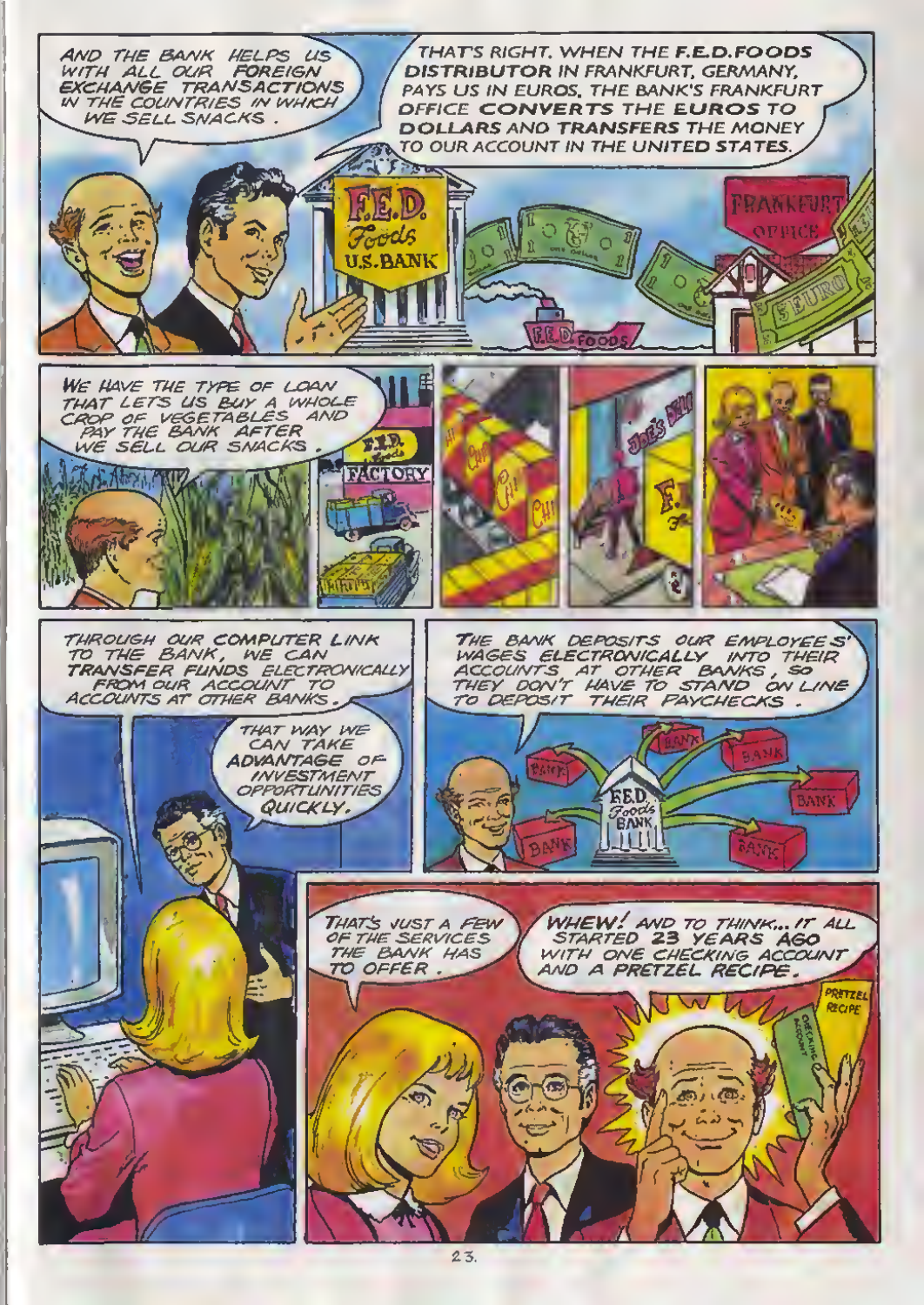AND THE BANK HELPS US WITH ALL OUR FOREIGN EXCHANGE TRANSACTIONS IN THE COUNTRIES IN WHICH WE SELL SNACKS.

THAT'S RIGHT. WHEN THE **F.E.D. FOODS DISTRIBUTOR** IN FRANKFURT, GERMANY, PAYS US IN EUROS, THE BANK'S FRANKFURT OFFICE **CONVERTS** THE **EUROS** TO **DOLLARS** AND **TRANSFERS** THE MONEY TO OUR ACCOUNT IN THE **UNITED STATES**.

WE HAVE THE TYPE OF LOAN THAT LETS US BUY A WHOLE CROP OF VEGETABLES AND PAY THE BANK AFTER WE SELL OUR SNACKS.

THROUGH OUR **COMPUTER LINK** TO THE BANK, WE CAN **TRANSFER FUNDS** ELECTRONICALLY FROM OUR ACCOUNT TO ACCOUNTS AT OTHER BANKS.

THAT WAY WE CAN TAKE **ADVANTAGE** OF INVESTMENT OPPORTUNITIES QUICKLY.

THE BANK DEPOSITS OUR EMPLOYEE'S WAGES ELECTRONICALLY INTO THEIR ACCOUNTS AT OTHER BANKS, SO THEY DON'T HAVE TO STAND ON LINE TO DEPOSIT THEIR PAYCHECKS.

THAT'S JUST A FEW OF THE SERVICES THE BANK HAS TO OFFER.

WHEW! AND TO THINK... IT ALL STARTED **23 YEARS AGO** WITH ONE CHECKING ACCOUNT AND A PRETZEL RECIPE.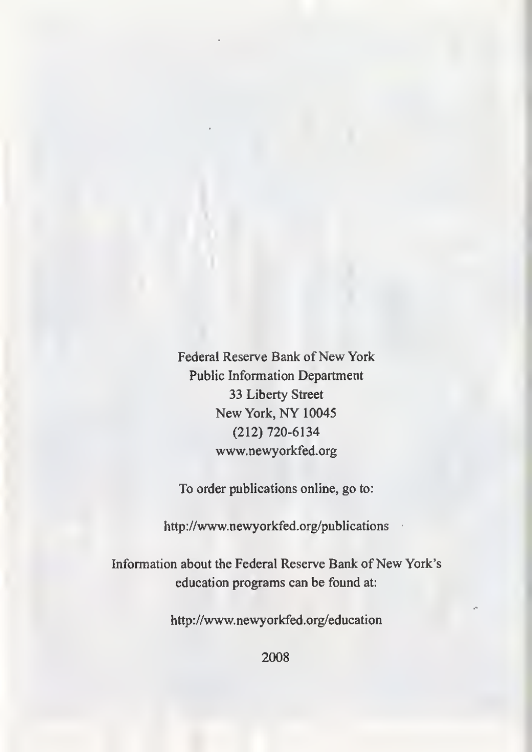Federal Reserve Bank of New York
Public Information Department
33 Liberty Street
New York, NY 10045
(212) 720-6134
www.newyorkfed.org

To order publications online, go to:

http://www.newyorkfed.org/publications

Information about the Federal Reserve Bank of New York's education programs can be found at:

http://www.newyorkfed.org/education

2008